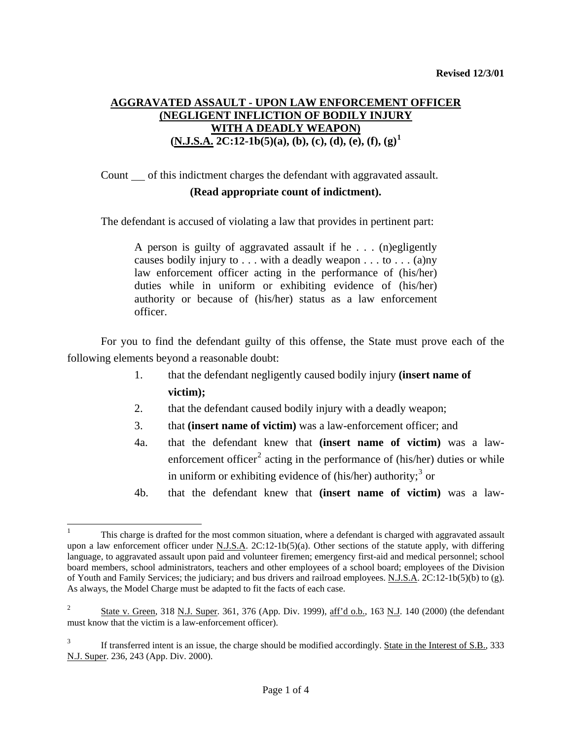**Revised 12/3/01**

# AGGRAVATED ASSAULT - UPON LAW ENFORCEMENT OFFICER (NEGLIGENT INFLICTION OF BODILY INJURY WITH A DEADLY WEAPON) (N.J.S.A. 2C:12-1b(5)(a), (b), (c), (d), (e), (f), (g)[1]

Count \_\_ of this indictment charges the defendant with aggravated assault.

**(Read appropriate count of indictment).**

The defendant is accused of violating a law that provides in pertinent part:

> A person is guilty of aggravated assault if he . . . (n)egligently causes bodily injury to . . . with a deadly weapon . . . to . . . (a)ny law enforcement officer acting in the performance of (his/her) duties while in uniform or exhibiting evidence of (his/her) authority or because of (his/her) status as a law enforcement officer.

For you to find the defendant guilty of this offense, the State must prove each of the following elements beyond a reasonable doubt:

1. that the defendant negligently caused bodily injury **(insert name of victim);**
2. that the defendant caused bodily injury with a deadly weapon;
3. that **(insert name of victim)** was a law-enforcement officer; and

4a. that the defendant knew that **(insert name of victim)** was a law-enforcement officer[2] acting in the performance of (his/her) duties or while in uniform or exhibiting evidence of (his/her) authority;[3] or

4b. that the defendant knew that **(insert name of victim)** was a law-

---

[1] This charge is drafted for the most common situation, where a defendant is charged with aggravated assault upon a law enforcement officer under N.J.S.A. 2C:12-1b(5)(a). Other sections of the statute apply, with differing language, to aggravated assault upon paid and volunteer firemen; emergency first-aid and medical personnel; school board members, school administrators, teachers and other employees of a school board; employees of the Division of Youth and Family Services; the judiciary; and bus drivers and railroad employees. N.J.S.A. 2C:12-1b(5)(b) to (g). As always, the Model Charge must be adapted to fit the facts of each case.

[2] State v. Green, 318 N.J. Super. 361, 376 (App. Div. 1999), aff'd o.b., 163 N.J. 140 (2000) (the defendant must know that the victim is a law-enforcement officer).

[3] If transferred intent is an issue, the charge should be modified accordingly. State in the Interest of S.B., 333 N.J. Super. 236, 243 (App. Div. 2000).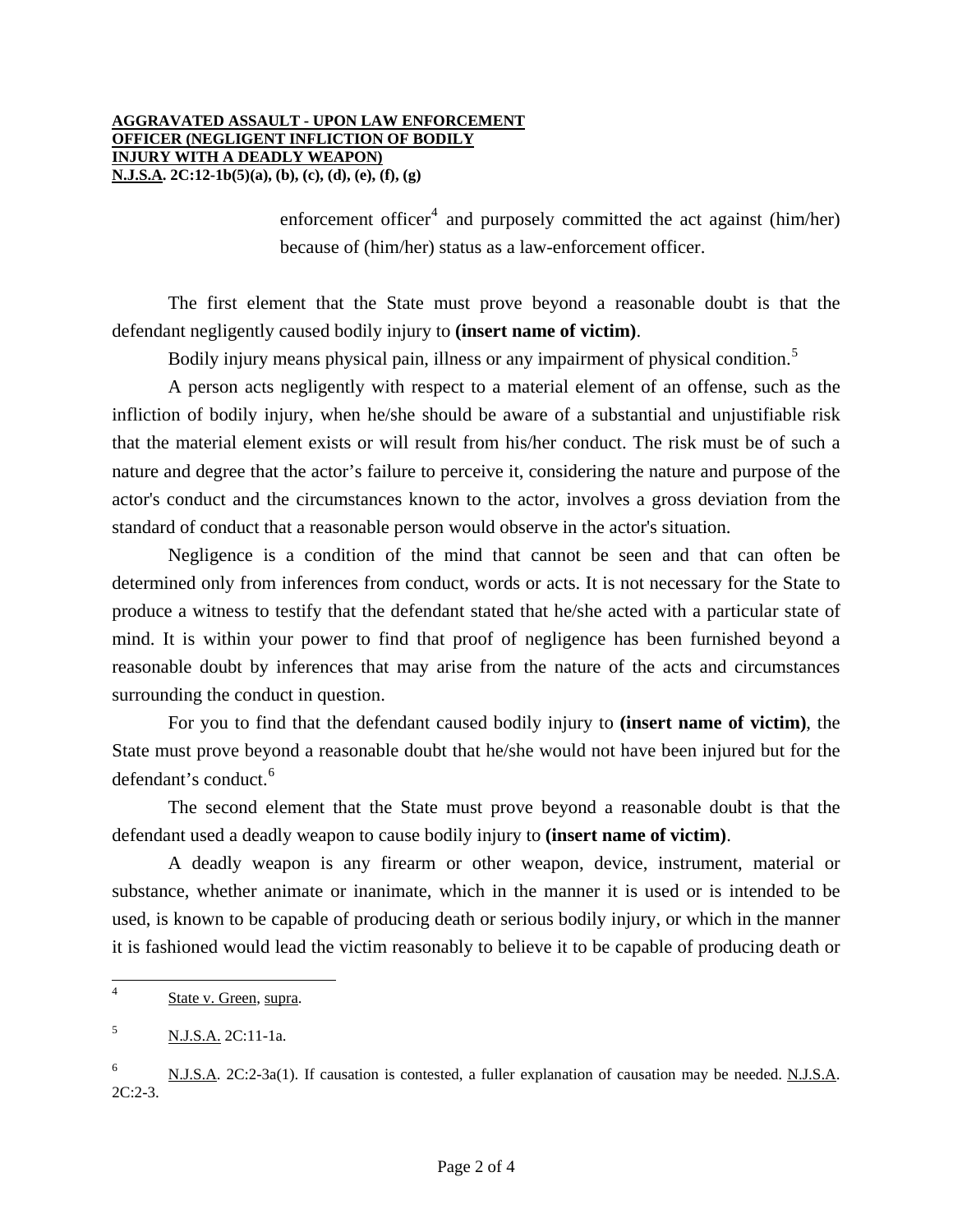enforcement officer[4] and purposely committed the act against (him/her) because of (him/her) status as a law-enforcement officer.

The first element that the State must prove beyond a reasonable doubt is that the defendant negligently caused bodily injury to **(insert name of victim)**.

Bodily injury means physical pain, illness or any impairment of physical condition.[5]

A person acts negligently with respect to a material element of an offense, such as the infliction of bodily injury, when he/she should be aware of a substantial and unjustifiable risk that the material element exists or will result from his/her conduct. The risk must be of such a nature and degree that the actor's failure to perceive it, considering the nature and purpose of the actor's conduct and the circumstances known to the actor, involves a gross deviation from the standard of conduct that a reasonable person would observe in the actor's situation.

Negligence is a condition of the mind that cannot be seen and that can often be determined only from inferences from conduct, words or acts. It is not necessary for the State to produce a witness to testify that the defendant stated that he/she acted with a particular state of mind. It is within your power to find that proof of negligence has been furnished beyond a reasonable doubt by inferences that may arise from the nature of the acts and circumstances surrounding the conduct in question.

For you to find that the defendant caused bodily injury to **(insert name of victim)**, the State must prove beyond a reasonable doubt that he/she would not have been injured but for the defendant's conduct.[6]

The second element that the State must prove beyond a reasonable doubt is that the defendant used a deadly weapon to cause bodily injury to **(insert name of victim)**.

A deadly weapon is any firearm or other weapon, device, instrument, material or substance, whether animate or inanimate, which in the manner it is used or is intended to be used, is known to be capable of producing death or serious bodily injury, or which in the manner it is fashioned would lead the victim reasonably to believe it to be capable of producing death or

---

[4] State v. Green, supra.

[5] N.J.S.A. 2C:11-1a.

[6] N.J.S.A. 2C:2-3a(1). If causation is contested, a fuller explanation of causation may be needed. N.J.S.A. 2C:2-3.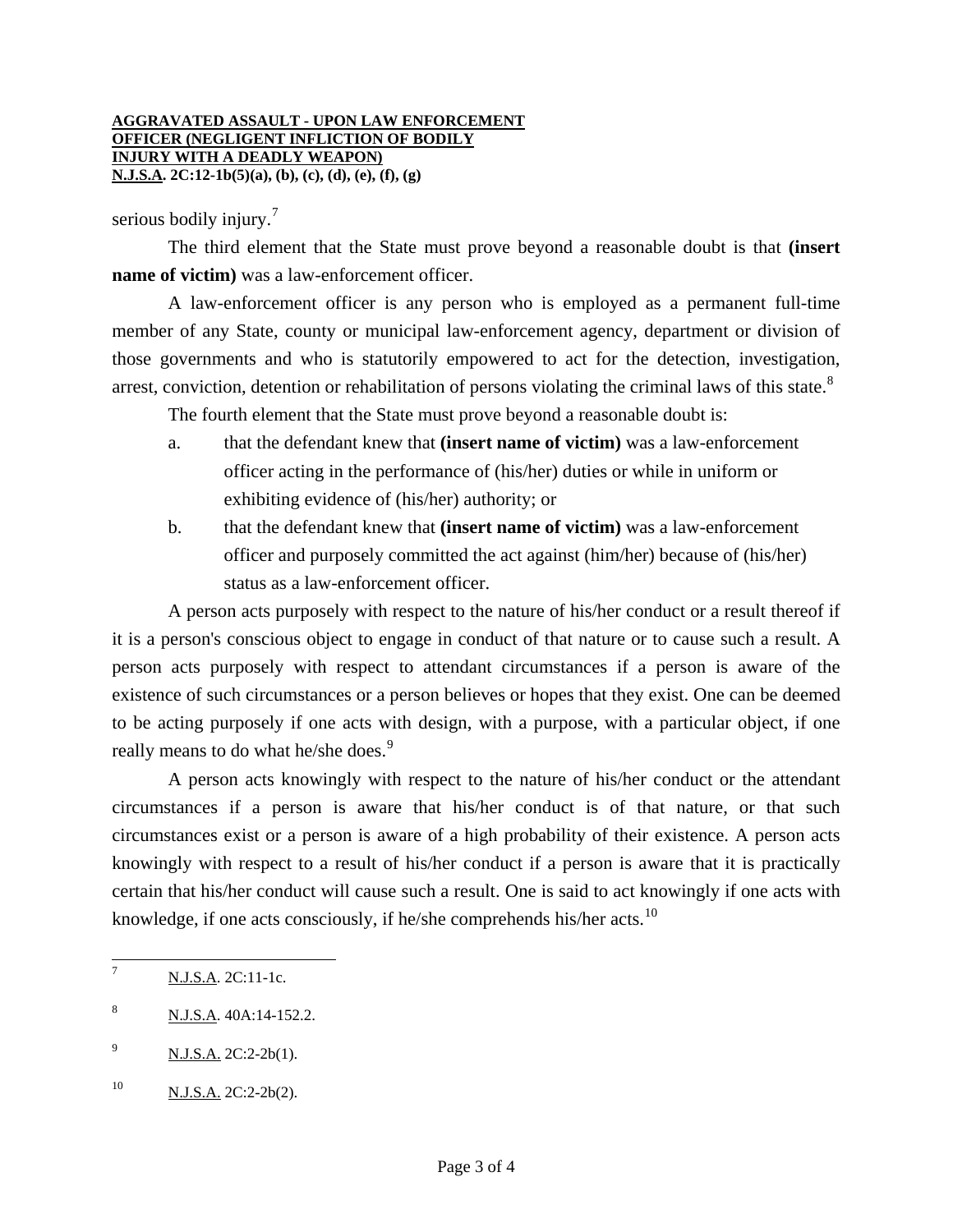serious bodily injury.[7]

The third element that the State must prove beyond a reasonable doubt is that **(insert name of victim)** was a law-enforcement officer.

A law-enforcement officer is any person who is employed as a permanent full-time member of any State, county or municipal law-enforcement agency, department or division of those governments and who is statutorily empowered to act for the detection, investigation, arrest, conviction, detention or rehabilitation of persons violating the criminal laws of this state.[8]

The fourth element that the State must prove beyond a reasonable doubt is:

a. that the defendant knew that **(insert name of victim)** was a law-enforcement officer acting in the performance of (his/her) duties or while in uniform or exhibiting evidence of (his/her) authority; or

b. that the defendant knew that **(insert name of victim)** was a law-enforcement officer and purposely committed the act against (him/her) because of (his/her) status as a law-enforcement officer.

A person acts purposely with respect to the nature of his/her conduct or a result thereof if it is a person's conscious object to engage in conduct of that nature or to cause such a result. A person acts purposely with respect to attendant circumstances if a person is aware of the existence of such circumstances or a person believes or hopes that they exist. One can be deemed to be acting purposely if one acts with design, with a purpose, with a particular object, if one really means to do what he/she does.[9]

A person acts knowingly with respect to the nature of his/her conduct or the attendant circumstances if a person is aware that his/her conduct is of that nature, or that such circumstances exist or a person is aware of a high probability of their existence. A person acts knowingly with respect to a result of his/her conduct if a person is aware that it is practically certain that his/her conduct will cause such a result. One is said to act knowingly if one acts with knowledge, if one acts consciously, if he/she comprehends his/her acts.[10]

---

[7] N.J.S.A. 2C:11-1c.

[8] N.J.S.A. 40A:14-152.2.

[9] N.J.S.A. 2C:2-2b(1).

[10] N.J.S.A. 2C:2-2b(2).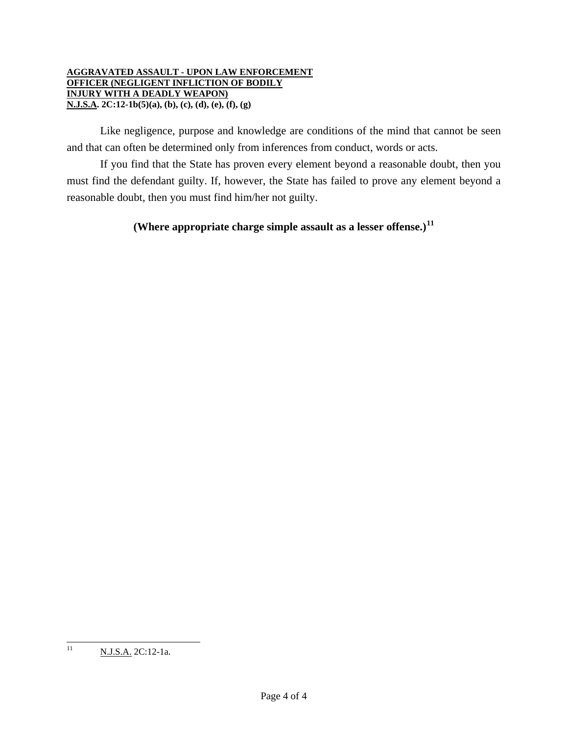Like negligence, purpose and knowledge are conditions of the mind that cannot be seen and that can often be determined only from inferences from conduct, words or acts.

If you find that the State has proven every element beyond a reasonable doubt, then you must find the defendant guilty. If, however, the State has failed to prove any element beyond a reasonable doubt, then you must find him/her not guilty.

**(Where appropriate charge simple assault as a lesser offense.)**[11]

---

[11] N.J.S.A. 2C:12-1a.